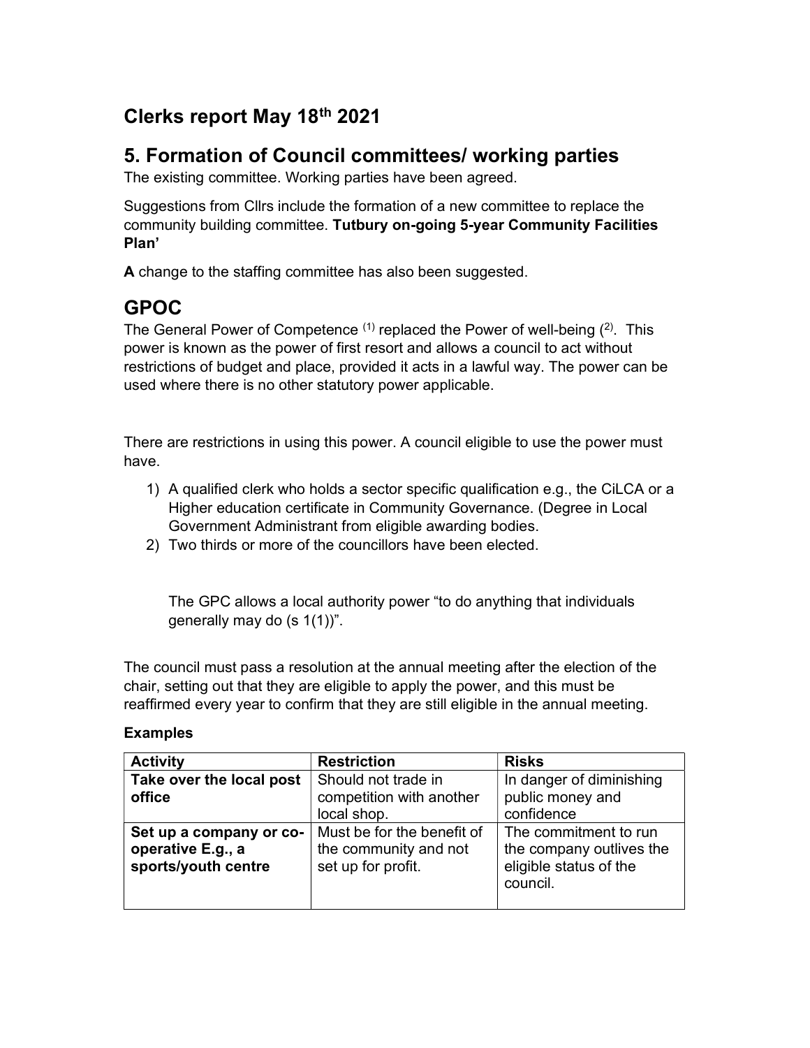## Clerks report May 18th 2021

## 5. Formation of Council committees/ working parties

The existing committee. Working parties have been agreed.

Suggestions from Cllrs include the formation of a new committee to replace the community building committee. **Tutbury on-going 5-year Community Facilities Plan'**

**A** change to the staffing committee has also been suggested.

## GPOC

The General Power of Competence [(1)] replaced the Power of well-being ([2]). This power is known as the power of first resort and allows a council to act without restrictions of budget and place, provided it acts in a lawful way. The power can be used where there is no other statutory power applicable.

There are restrictions in using this power. A council eligible to use the power must have.

1) A qualified clerk who holds a sector specific qualification e.g., the CiLCA or a Higher education certificate in Community Governance. (Degree in Local Government Administrant from eligible awarding bodies.
2) Two thirds or more of the councillors have been elected.

The GPC allows a local authority power "to do anything that individuals generally may do (s 1(1))".

The council must pass a resolution at the annual meeting after the election of the chair, setting out that they are eligible to apply the power, and this must be reaffirmed every year to confirm that they are still eligible in the annual meeting.

**Examples**

| Activity | Restriction | Risks |
|---|---|---|
| **Take over the local post office** | Should not trade in competition with another local shop. | In danger of diminishing public money and confidence |
| **Set up a company or co-operative E.g., a sports/youth centre** | Must be for the benefit of the community and not set up for profit. | The commitment to run the company outlives the eligible status of the council. |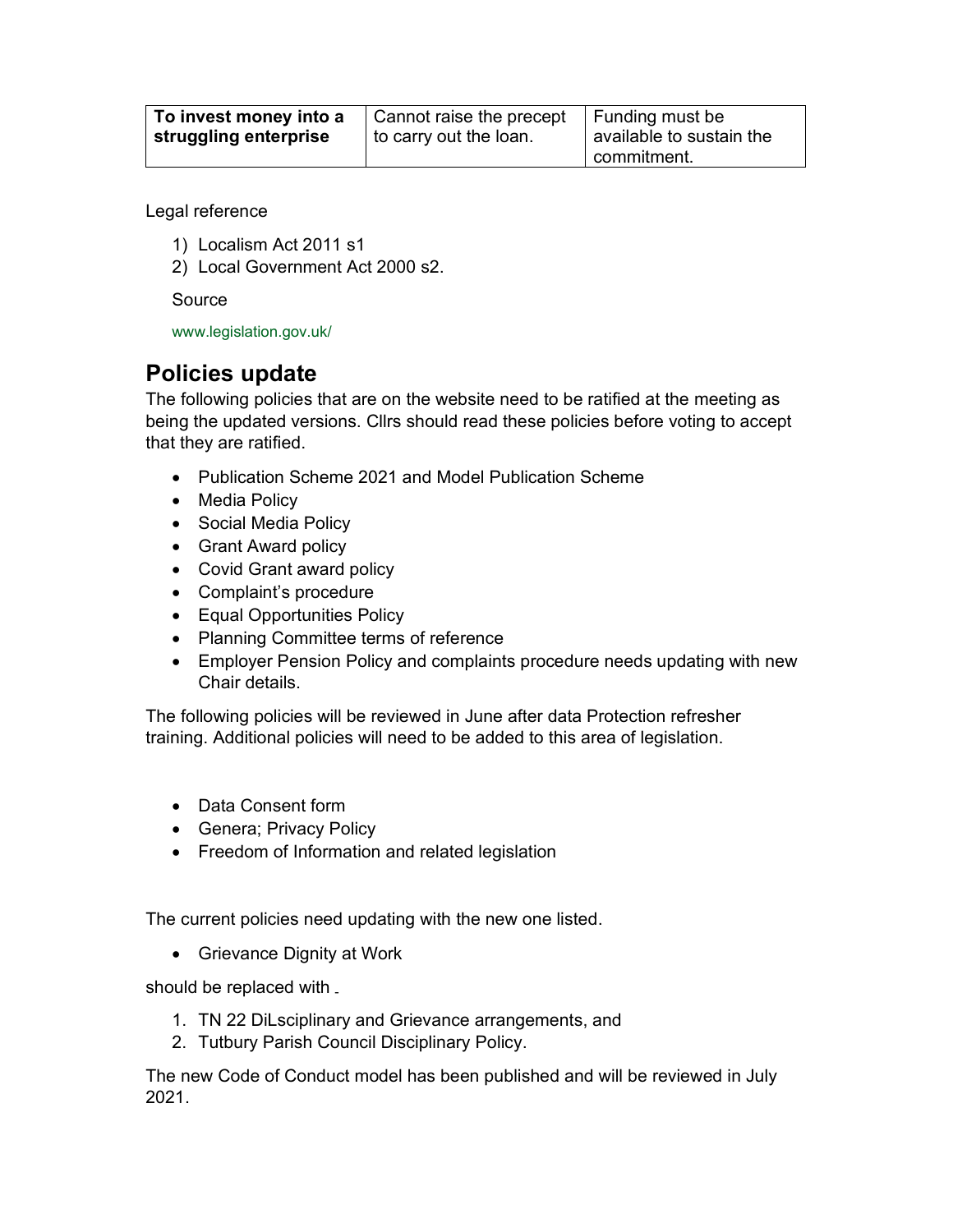| To invest money into a struggling enterprise | Cannot raise the precept to carry out the loan. | Funding must be available to sustain the commitment. |
|---|---|---|

Legal reference

1) Localism Act 2011 s1
2) Local Government Act 2000 s2.

Source

www.legislation.gov.uk/

## Policies update

The following policies that are on the website need to be ratified at the meeting as being the updated versions. Cllrs should read these policies before voting to accept that they are ratified.

- Publication Scheme 2021 and Model Publication Scheme
- Media Policy
- Social Media Policy
- Grant Award policy
- Covid Grant award policy
- Complaint's procedure
- Equal Opportunities Policy
- Planning Committee terms of reference
- Employer Pension Policy and complaints procedure needs updating with new Chair details.

The following policies will be reviewed in June after data Protection refresher training. Additional policies will need to be added to this area of legislation.

- Data Consent form
- Genera; Privacy Policy
- Freedom of Information and related legislation

The current policies need updating with the new one listed.

- Grievance Dignity at Work

should be replaced with

1. TN 22 DiLsciplinary and Grievance arrangements, and
2. Tutbury Parish Council Disciplinary Policy.

The new Code of Conduct model has been published and will be reviewed in July 2021.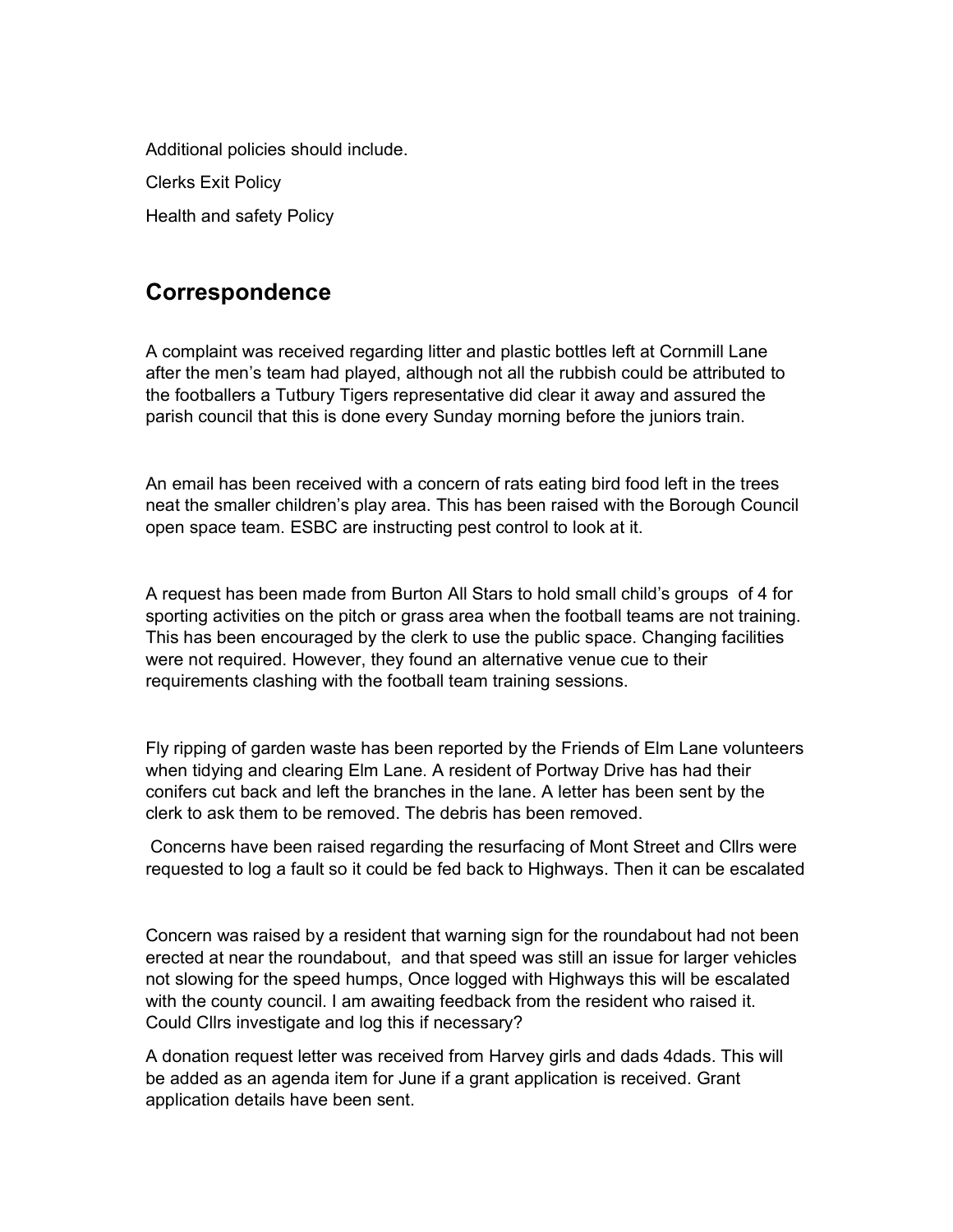Additional policies should include.

Clerks Exit Policy

Health and safety Policy

## Correspondence

A complaint was received regarding litter and plastic bottles left at Cornmill Lane after the men's team had played, although not all the rubbish could be attributed to the footballers a Tutbury Tigers representative did clear it away and assured the parish council that this is done every Sunday morning before the juniors train.

An email has been received with a concern of rats eating bird food left in the trees neat the smaller children's play area. This has been raised with the Borough Council open space team. ESBC are instructing pest control to look at it.

A request has been made from Burton All Stars to hold small child's groups of 4 for sporting activities on the pitch or grass area when the football teams are not training. This has been encouraged by the clerk to use the public space. Changing facilities were not required. However, they found an alternative venue cue to their requirements clashing with the football team training sessions.

Fly ripping of garden waste has been reported by the Friends of Elm Lane volunteers when tidying and clearing Elm Lane. A resident of Portway Drive has had their conifers cut back and left the branches in the lane. A letter has been sent by the clerk to ask them to be removed. The debris has been removed.

Concerns have been raised regarding the resurfacing of Mont Street and Cllrs were requested to log a fault so it could be fed back to Highways. Then it can be escalated

Concern was raised by a resident that warning sign for the roundabout had not been erected at near the roundabout, and that speed was still an issue for larger vehicles not slowing for the speed humps, Once logged with Highways this will be escalated with the county council. I am awaiting feedback from the resident who raised it. Could Cllrs investigate and log this if necessary?

A donation request letter was received from Harvey girls and dads 4dads. This will be added as an agenda item for June if a grant application is received. Grant application details have been sent.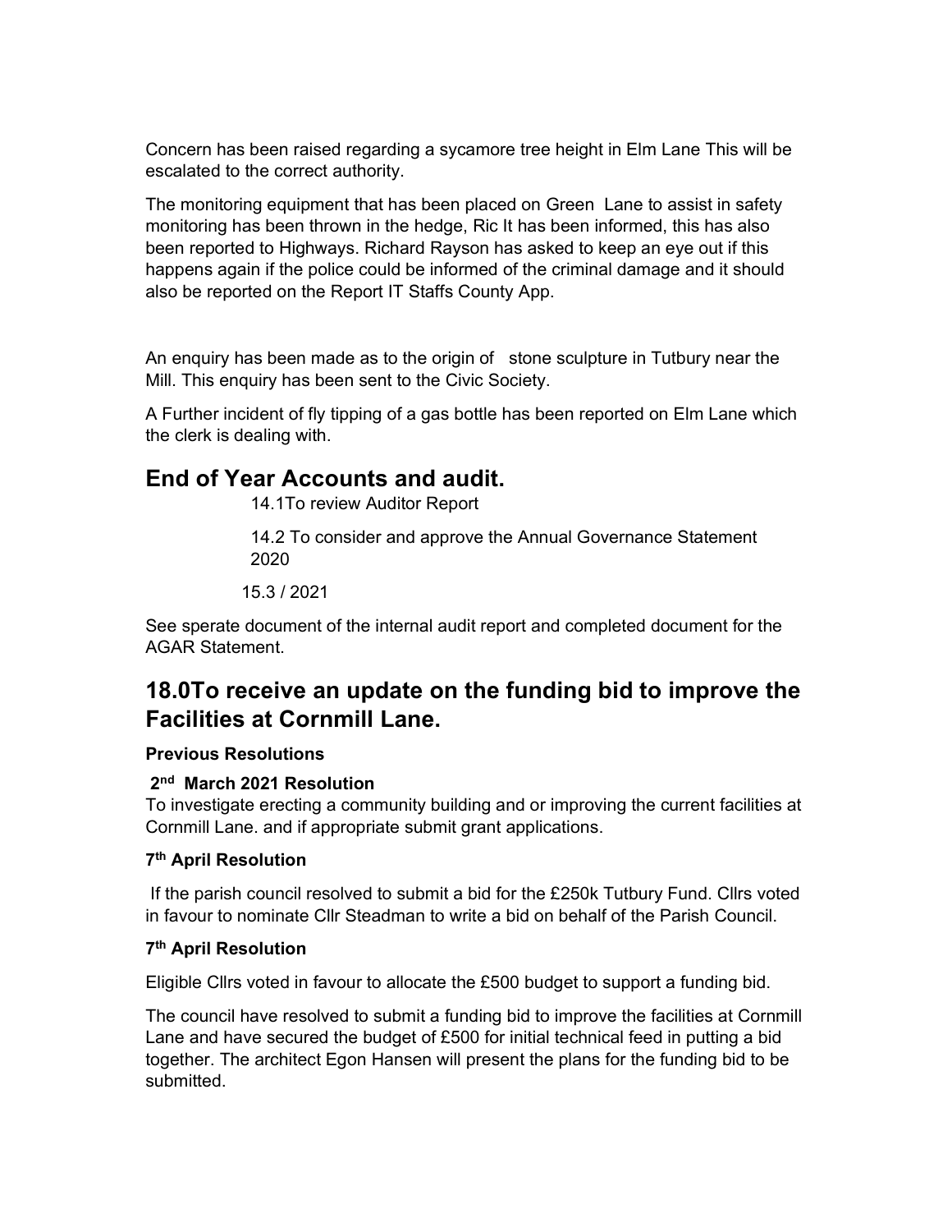Concern has been raised regarding a sycamore tree height in Elm Lane This will be escalated to the correct authority.

The monitoring equipment that has been placed on Green Lane to assist in safety monitoring has been thrown in the hedge, Ric It has been informed, this has also been reported to Highways. Richard Rayson has asked to keep an eye out if this happens again if the police could be informed of the criminal damage and it should also be reported on the Report IT Staffs County App.

An enquiry has been made as to the origin of stone sculpture in Tutbury near the Mill. This enquiry has been sent to the Civic Society.

A Further incident of fly tipping of a gas bottle has been reported on Elm Lane which the clerk is dealing with.

## End of Year Accounts and audit.

14.1To review Auditor Report

14.2 To consider and approve the Annual Governance Statement 2020

15.3 / 2021

See sperate document of the internal audit report and completed document for the AGAR Statement.

## 18.0To receive an update on the funding bid to improve the Facilities at Cornmill Lane.

**Previous Resolutions**

**2nd March 2021 Resolution**

To investigate erecting a community building and or improving the current facilities at Cornmill Lane. and if appropriate submit grant applications.

**7th April Resolution**

If the parish council resolved to submit a bid for the £250k Tutbury Fund. Cllrs voted in favour to nominate Cllr Steadman to write a bid on behalf of the Parish Council.

**7th April Resolution**

Eligible Cllrs voted in favour to allocate the £500 budget to support a funding bid.

The council have resolved to submit a funding bid to improve the facilities at Cornmill Lane and have secured the budget of £500 for initial technical feed in putting a bid together. The architect Egon Hansen will present the plans for the funding bid to be submitted.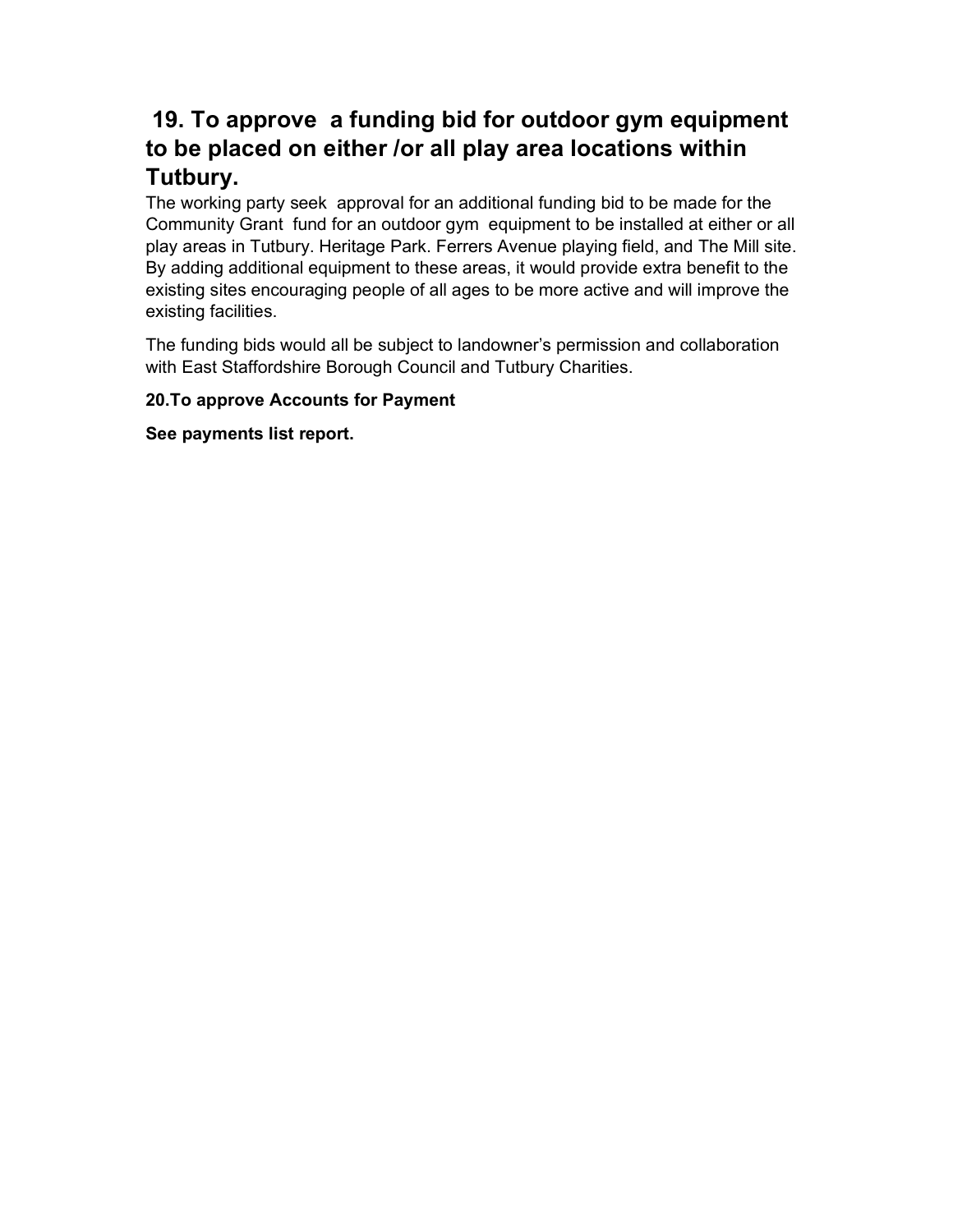## 19. To approve a funding bid for outdoor gym equipment to be placed on either /or all play area locations within Tutbury.

The working party seek approval for an additional funding bid to be made for the Community Grant fund for an outdoor gym equipment to be installed at either or all play areas in Tutbury. Heritage Park. Ferrers Avenue playing field, and The Mill site. By adding additional equipment to these areas, it would provide extra benefit to the existing sites encouraging people of all ages to be more active and will improve the existing facilities.

The funding bids would all be subject to landowner's permission and collaboration with East Staffordshire Borough Council and Tutbury Charities.

**20.To approve Accounts for Payment**

**See payments list report.**